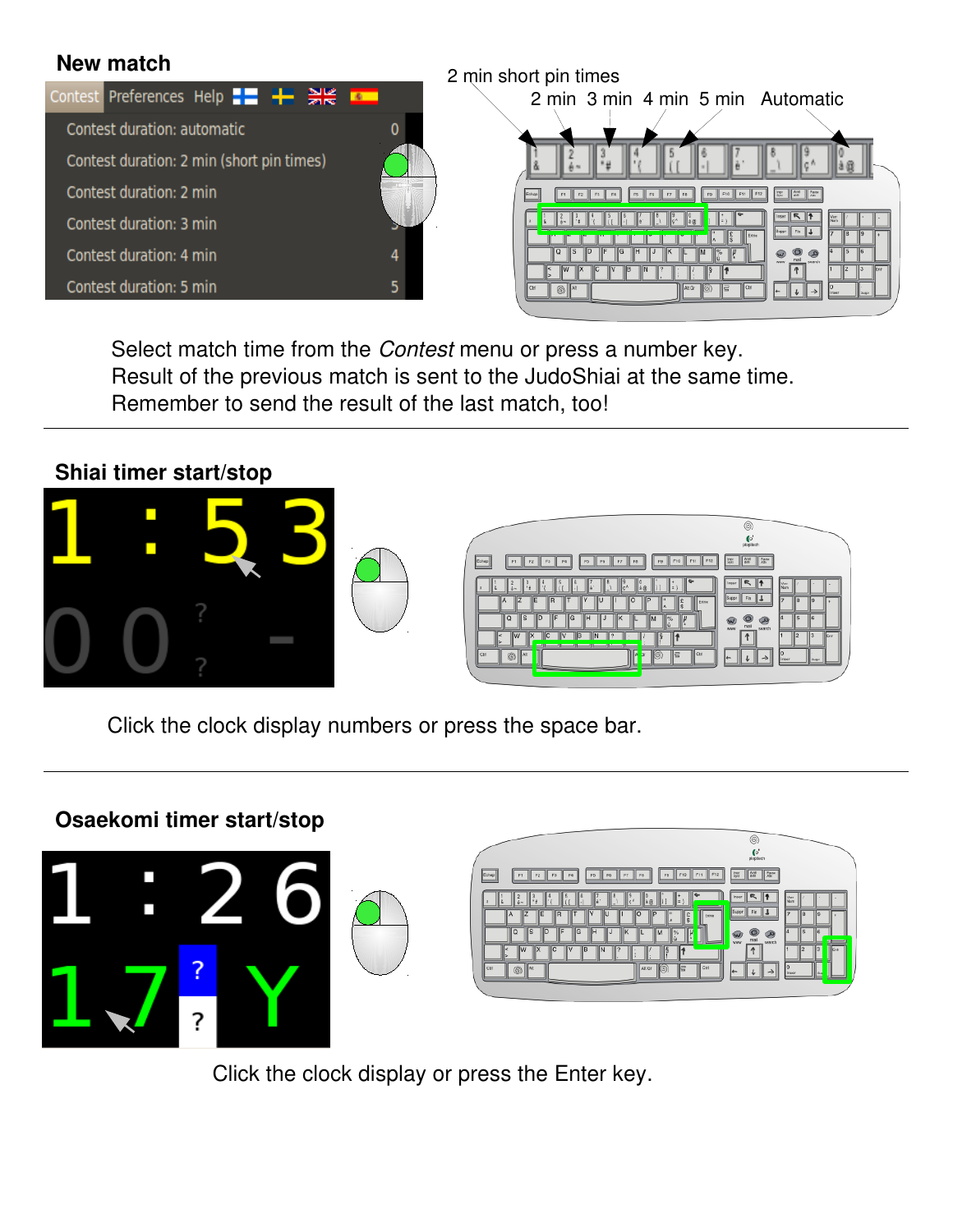## New match

Select match time from the *Contest* menu or press a number key.
Result of the previous match is sent to the JudoShiai at the same time.
Remember to send the result of the last match, too!

---

## Shiai timer start/stop

Click the clock display numbers or press the space bar.

---

## Osaekomi timer start/stop

Click the clock display or press the Enter key.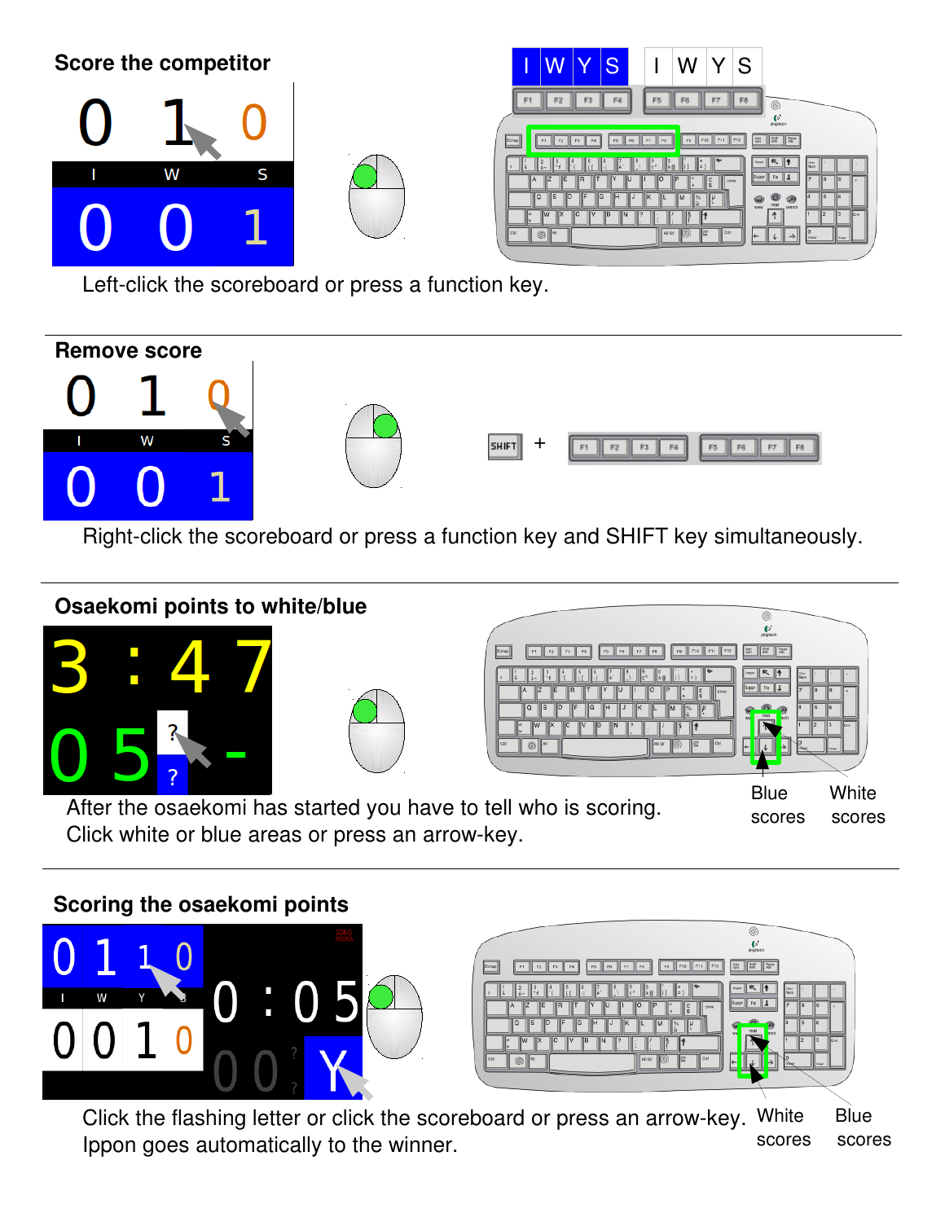## Score the competitor

Left-click the scoreboard or press a function key.

## Remove score

Right-click the scoreboard or press a function key and SHIFT key simultaneously.

## Osaekomi points to white/blue

After the osaekomi has started you have to tell who is scoring.
Click white or blue areas or press an arrow-key.

Blue scores

White scores

## Scoring the osaekomi points

Click the flashing letter or click the scoreboard or press an arrow-key.
Ippon goes automatically to the winner.

White scores

Blue scores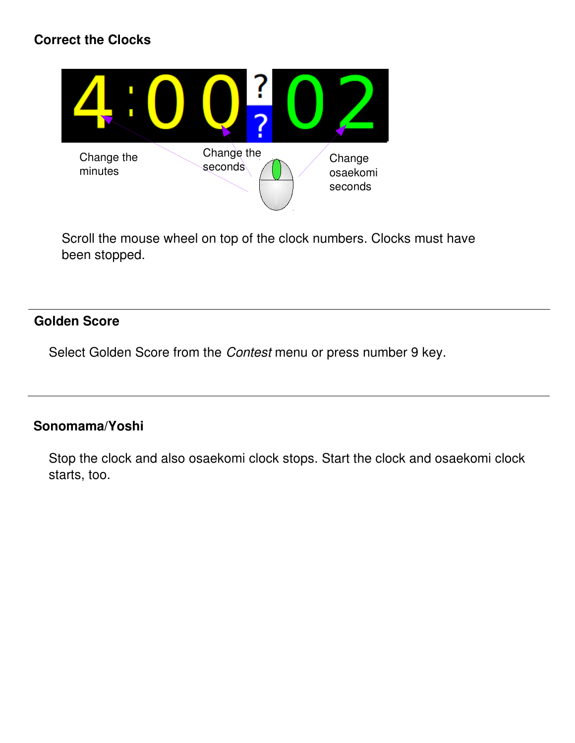### Correct the Clocks

Change the minutes

Change the seconds

Change osaekomi seconds

Scroll the mouse wheel on top of the clock numbers. Clocks must have been stopped.

---

### Golden Score

Select Golden Score from the *Contest* menu or press number 9 key.

---

### Sonomama/Yoshi

Stop the clock and also osaekomi clock stops. Start the clock and osaekomi clock starts, too.